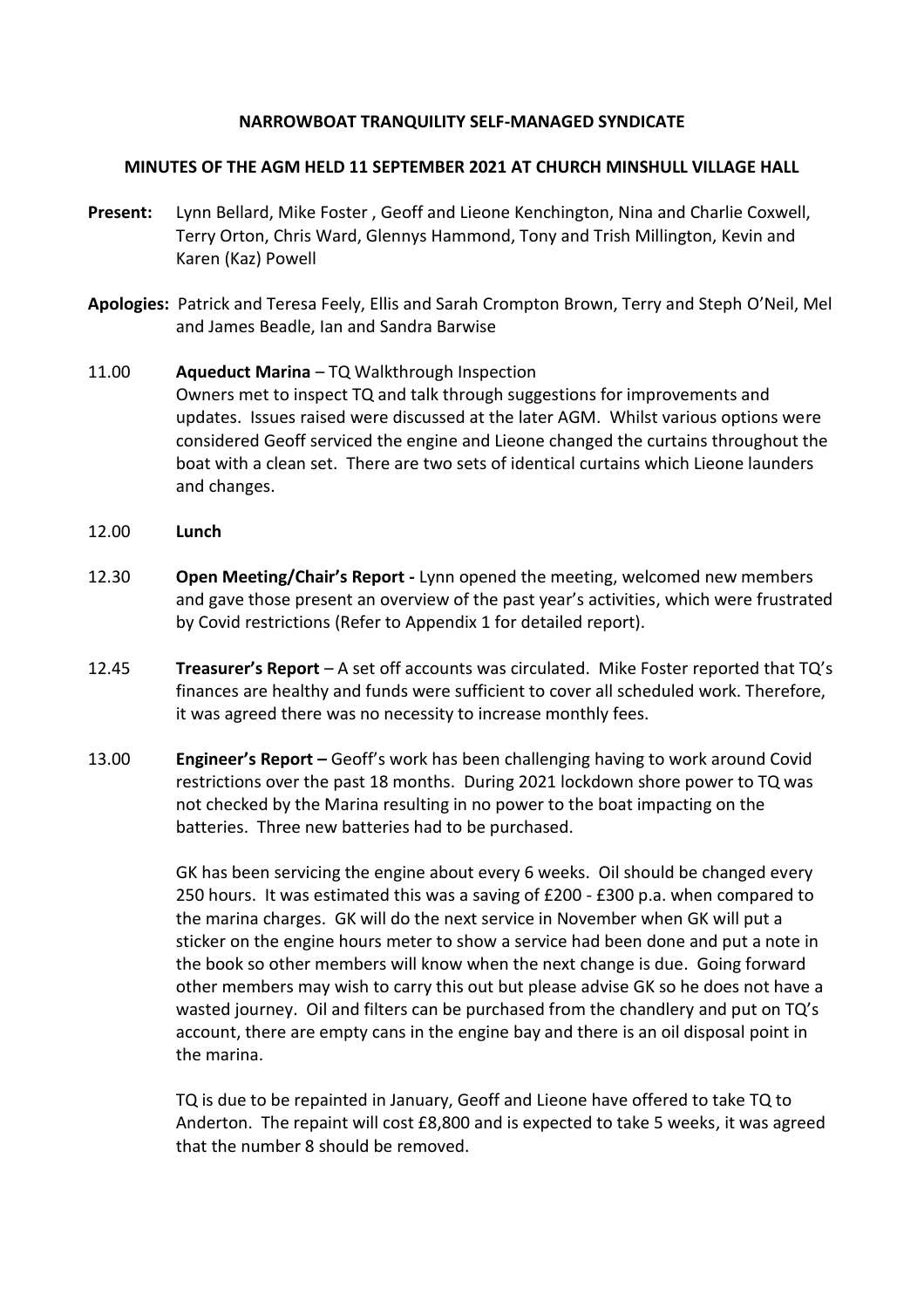**NARROWBOAT TRANQUILITY SELF-MANAGED SYNDICATE**

**MINUTES OF THE AGM HELD 11 SEPTEMBER 2021 AT CHURCH MINSHULL VILLAGE HALL**

**Present:** Lynn Bellard, Mike Foster , Geoff and Lieone Kenchington, Nina and Charlie Coxwell, Terry Orton, Chris Ward, Glennys Hammond, Tony and Trish Millington, Kevin and Karen (Kaz) Powell

**Apologies:** Patrick and Teresa Feely, Ellis and Sarah Crompton Brown, Terry and Steph O'Neil, Mel and James Beadle, Ian and Sandra Barwise

11.00 **Aqueduct Marina** – TQ Walkthrough Inspection
Owners met to inspect TQ and talk through suggestions for improvements and updates. Issues raised were discussed at the later AGM. Whilst various options were considered Geoff serviced the engine and Lieone changed the curtains throughout the boat with a clean set. There are two sets of identical curtains which Lieone launders and changes.

12.00 **Lunch**

12.30 **Open Meeting/Chair's Report -** Lynn opened the meeting, welcomed new members and gave those present an overview of the past year's activities, which were frustrated by Covid restrictions (Refer to Appendix 1 for detailed report).

12.45 **Treasurer's Report** – A set off accounts was circulated. Mike Foster reported that TQ's finances are healthy and funds were sufficient to cover all scheduled work. Therefore, it was agreed there was no necessity to increase monthly fees.

13.00 **Engineer's Report –** Geoff's work has been challenging having to work around Covid restrictions over the past 18 months. During 2021 lockdown shore power to TQ was not checked by the Marina resulting in no power to the boat impacting on the batteries. Three new batteries had to be purchased.

GK has been servicing the engine about every 6 weeks. Oil should be changed every 250 hours. It was estimated this was a saving of £200 - £300 p.a. when compared to the marina charges. GK will do the next service in November when GK will put a sticker on the engine hours meter to show a service had been done and put a note in the book so other members will know when the next change is due. Going forward other members may wish to carry this out but please advise GK so he does not have a wasted journey. Oil and filters can be purchased from the chandlery and put on TQ's account, there are empty cans in the engine bay and there is an oil disposal point in the marina.

TQ is due to be repainted in January, Geoff and Lieone have offered to take TQ to Anderton. The repaint will cost £8,800 and is expected to take 5 weeks, it was agreed that the number 8 should be removed.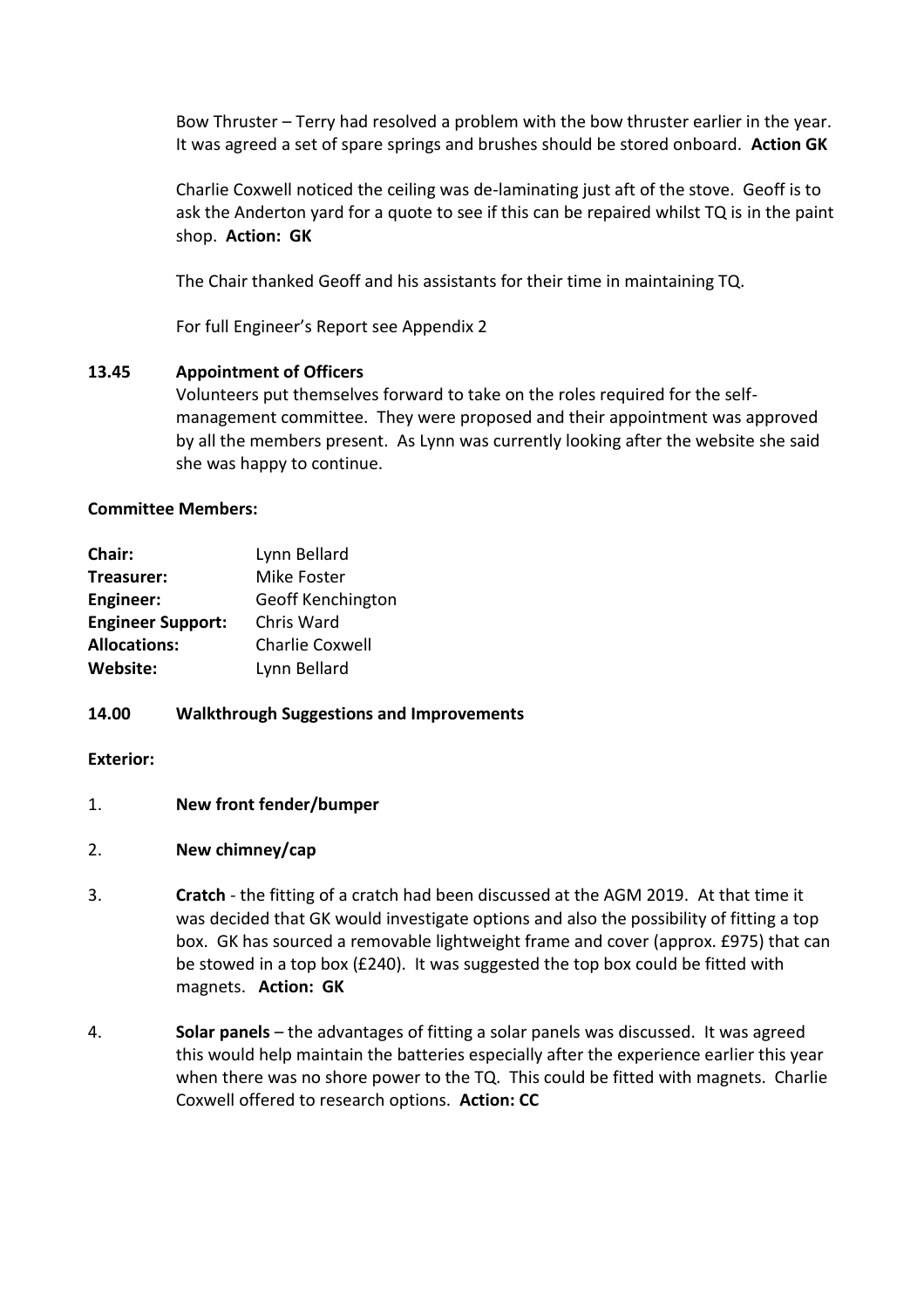Bow Thruster – Terry had resolved a problem with the bow thruster earlier in the year. It was agreed a set of spare springs and brushes should be stored onboard. **Action GK**

Charlie Coxwell noticed the ceiling was de-laminating just aft of the stove. Geoff is to ask the Anderton yard for a quote to see if this can be repaired whilst TQ is in the paint shop. **Action: GK**

The Chair thanked Geoff and his assistants for their time in maintaining TQ.

For full Engineer's Report see Appendix 2

**13.45 Appointment of Officers**

Volunteers put themselves forward to take on the roles required for the self-management committee. They were proposed and their appointment was approved by all the members present. As Lynn was currently looking after the website she said she was happy to continue.

**Committee Members:**

| | |
|---|---|
| **Chair:** | Lynn Bellard |
| **Treasurer:** | Mike Foster |
| **Engineer:** | Geoff Kenchington |
| **Engineer Support:** | Chris Ward |
| **Allocations:** | Charlie Coxwell |
| **Website:** | Lynn Bellard |

**14.00 Walkthrough Suggestions and Improvements**

**Exterior:**

1. **New front fender/bumper**

2. **New chimney/cap**

3. **Cratch** - the fitting of a cratch had been discussed at the AGM 2019. At that time it was decided that GK would investigate options and also the possibility of fitting a top box. GK has sourced a removable lightweight frame and cover (approx. £975) that can be stowed in a top box (£240). It was suggested the top box could be fitted with magnets. **Action: GK**

4. **Solar panels** – the advantages of fitting a solar panels was discussed. It was agreed this would help maintain the batteries especially after the experience earlier this year when there was no shore power to the TQ. This could be fitted with magnets. Charlie Coxwell offered to research options. **Action: CC**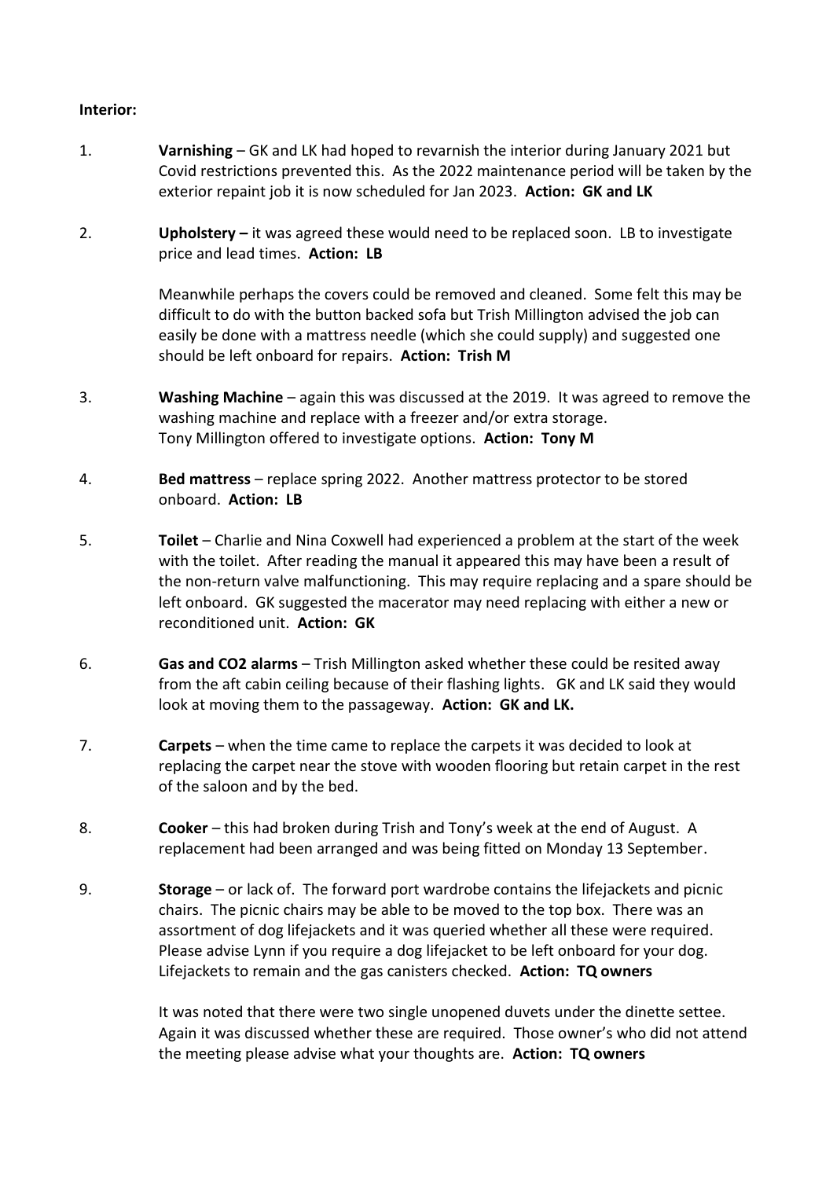**Interior:**

1. **Varnishing** – GK and LK had hoped to revarnish the interior during January 2021 but Covid restrictions prevented this. As the 2022 maintenance period will be taken by the exterior repaint job it is now scheduled for Jan 2023. **Action: GK and LK**

2. **Upholstery –** it was agreed these would need to be replaced soon. LB to investigate price and lead times. **Action: LB**

   Meanwhile perhaps the covers could be removed and cleaned. Some felt this may be difficult to do with the button backed sofa but Trish Millington advised the job can easily be done with a mattress needle (which she could supply) and suggested one should be left onboard for repairs. **Action: Trish M**

3. **Washing Machine** – again this was discussed at the 2019. It was agreed to remove the washing machine and replace with a freezer and/or extra storage. Tony Millington offered to investigate options. **Action: Tony M**

4. **Bed mattress** – replace spring 2022. Another mattress protector to be stored onboard. **Action: LB**

5. **Toilet** – Charlie and Nina Coxwell had experienced a problem at the start of the week with the toilet. After reading the manual it appeared this may have been a result of the non-return valve malfunctioning. This may require replacing and a spare should be left onboard. GK suggested the macerator may need replacing with either a new or reconditioned unit. **Action: GK**

6. **Gas and CO2 alarms** – Trish Millington asked whether these could be resited away from the aft cabin ceiling because of their flashing lights. GK and LK said they would look at moving them to the passageway. **Action: GK and LK.**

7. **Carpets** – when the time came to replace the carpets it was decided to look at replacing the carpet near the stove with wooden flooring but retain carpet in the rest of the saloon and by the bed.

8. **Cooker** – this had broken during Trish and Tony's week at the end of August. A replacement had been arranged and was being fitted on Monday 13 September.

9. **Storage** – or lack of. The forward port wardrobe contains the lifejackets and picnic chairs. The picnic chairs may be able to be moved to the top box. There was an assortment of dog lifejackets and it was queried whether all these were required. Please advise Lynn if you require a dog lifejacket to be left onboard for your dog. Lifejackets to remain and the gas canisters checked. **Action: TQ owners**

   It was noted that there were two single unopened duvets under the dinette settee. Again it was discussed whether these are required. Those owner's who did not attend the meeting please advise what your thoughts are. **Action: TQ owners**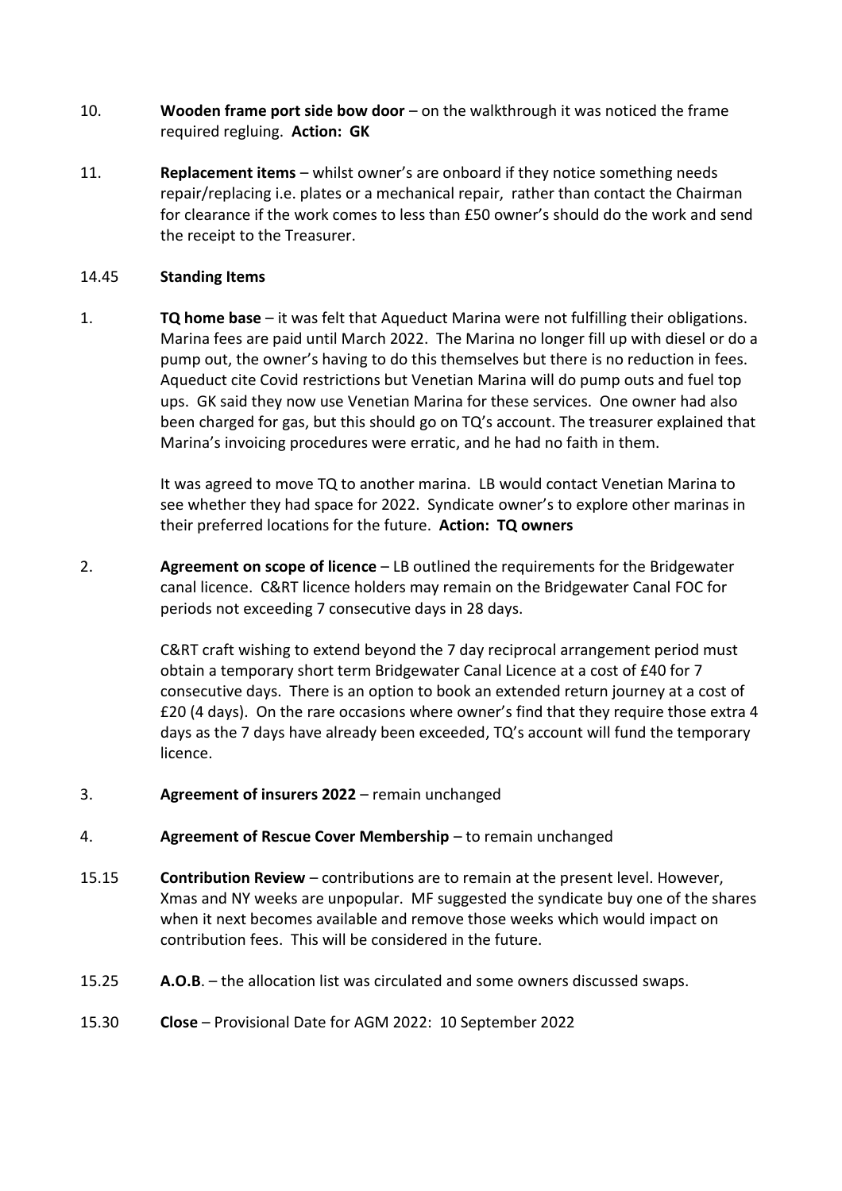10. **Wooden frame port side bow door** – on the walkthrough it was noticed the frame required regluing. **Action: GK**

11. **Replacement items** – whilst owner's are onboard if they notice something needs repair/replacing i.e. plates or a mechanical repair, rather than contact the Chairman for clearance if the work comes to less than £50 owner's should do the work and send the receipt to the Treasurer.

14.45 **Standing Items**

1. **TQ home base** – it was felt that Aqueduct Marina were not fulfilling their obligations. Marina fees are paid until March 2022. The Marina no longer fill up with diesel or do a pump out, the owner's having to do this themselves but there is no reduction in fees. Aqueduct cite Covid restrictions but Venetian Marina will do pump outs and fuel top ups. GK said they now use Venetian Marina for these services. One owner had also been charged for gas, but this should go on TQ's account. The treasurer explained that Marina's invoicing procedures were erratic, and he had no faith in them.

   It was agreed to move TQ to another marina. LB would contact Venetian Marina to see whether they had space for 2022. Syndicate owner's to explore other marinas in their preferred locations for the future. **Action: TQ owners**

2. **Agreement on scope of licence** – LB outlined the requirements for the Bridgewater canal licence. C&RT licence holders may remain on the Bridgewater Canal FOC for periods not exceeding 7 consecutive days in 28 days.

   C&RT craft wishing to extend beyond the 7 day reciprocal arrangement period must obtain a temporary short term Bridgewater Canal Licence at a cost of £40 for 7 consecutive days. There is an option to book an extended return journey at a cost of £20 (4 days). On the rare occasions where owner's find that they require those extra 4 days as the 7 days have already been exceeded, TQ's account will fund the temporary licence.

3. **Agreement of insurers 2022** – remain unchanged

4. **Agreement of Rescue Cover Membership** – to remain unchanged

15.15 **Contribution Review** – contributions are to remain at the present level. However, Xmas and NY weeks are unpopular. MF suggested the syndicate buy one of the shares when it next becomes available and remove those weeks which would impact on contribution fees. This will be considered in the future.

15.25 **A.O.B**. – the allocation list was circulated and some owners discussed swaps.

15.30 **Close** – Provisional Date for AGM 2022: 10 September 2022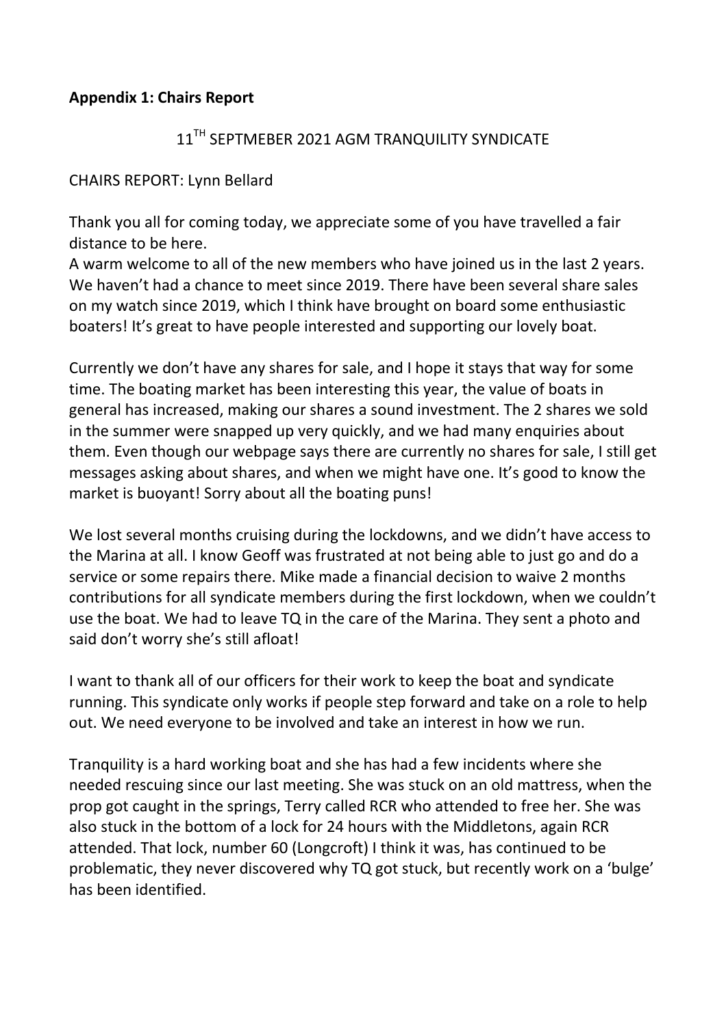**Appendix 1: Chairs Report**

11TH SEPTMEBER 2021 AGM TRANQUILITY SYNDICATE

CHAIRS REPORT: Lynn Bellard

Thank you all for coming today, we appreciate some of you have travelled a fair distance to be here.
A warm welcome to all of the new members who have joined us in the last 2 years. We haven't had a chance to meet since 2019. There have been several share sales on my watch since 2019, which I think have brought on board some enthusiastic boaters! It's great to have people interested and supporting our lovely boat.

Currently we don't have any shares for sale, and I hope it stays that way for some time. The boating market has been interesting this year, the value of boats in general has increased, making our shares a sound investment. The 2 shares we sold in the summer were snapped up very quickly, and we had many enquiries about them. Even though our webpage says there are currently no shares for sale, I still get messages asking about shares, and when we might have one. It's good to know the market is buoyant! Sorry about all the boating puns!

We lost several months cruising during the lockdowns, and we didn't have access to the Marina at all. I know Geoff was frustrated at not being able to just go and do a service or some repairs there. Mike made a financial decision to waive 2 months contributions for all syndicate members during the first lockdown, when we couldn't use the boat. We had to leave TQ in the care of the Marina. They sent a photo and said don't worry she's still afloat!

I want to thank all of our officers for their work to keep the boat and syndicate running. This syndicate only works if people step forward and take on a role to help out. We need everyone to be involved and take an interest in how we run.

Tranquility is a hard working boat and she has had a few incidents where she needed rescuing since our last meeting. She was stuck on an old mattress, when the prop got caught in the springs, Terry called RCR who attended to free her. She was also stuck in the bottom of a lock for 24 hours with the Middletons, again RCR attended. That lock, number 60 (Longcroft) I think it was, has continued to be problematic, they never discovered why TQ got stuck, but recently work on a 'bulge' has been identified.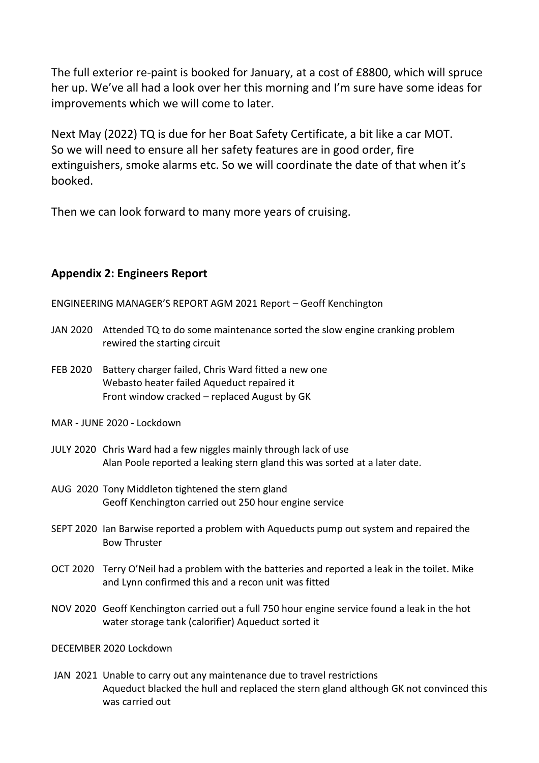The full exterior re-paint is booked for January, at a cost of £8800, which will spruce her up. We've all had a look over her this morning and I'm sure have some ideas for improvements which we will come to later.

Next May (2022) TQ is due for her Boat Safety Certificate, a bit like a car MOT. So we will need to ensure all her safety features are in good order, fire extinguishers, smoke alarms etc. So we will coordinate the date of that when it's booked.

Then we can look forward to many more years of cruising.

## Appendix 2: Engineers Report

ENGINEERING MANAGER'S REPORT AGM 2021 Report – Geoff Kenchington

JAN 2020 Attended TQ to do some maintenance sorted the slow engine cranking problem rewired the starting circuit

FEB 2020 Battery charger failed, Chris Ward fitted a new one
Webasto heater failed Aqueduct repaired it
Front window cracked – replaced August by GK

MAR - JUNE 2020 - Lockdown

JULY 2020 Chris Ward had a few niggles mainly through lack of use
Alan Poole reported a leaking stern gland this was sorted at a later date.

AUG 2020 Tony Middleton tightened the stern gland
Geoff Kenchington carried out 250 hour engine service

SEPT 2020 Ian Barwise reported a problem with Aqueducts pump out system and repaired the Bow Thruster

OCT 2020 Terry O'Neil had a problem with the batteries and reported a leak in the toilet. Mike and Lynn confirmed this and a recon unit was fitted

NOV 2020 Geoff Kenchington carried out a full 750 hour engine service found a leak in the hot water storage tank (calorifier) Aqueduct sorted it

DECEMBER 2020 Lockdown

JAN 2021 Unable to carry out any maintenance due to travel restrictions
Aqueduct blacked the hull and replaced the stern gland although GK not convinced this was carried out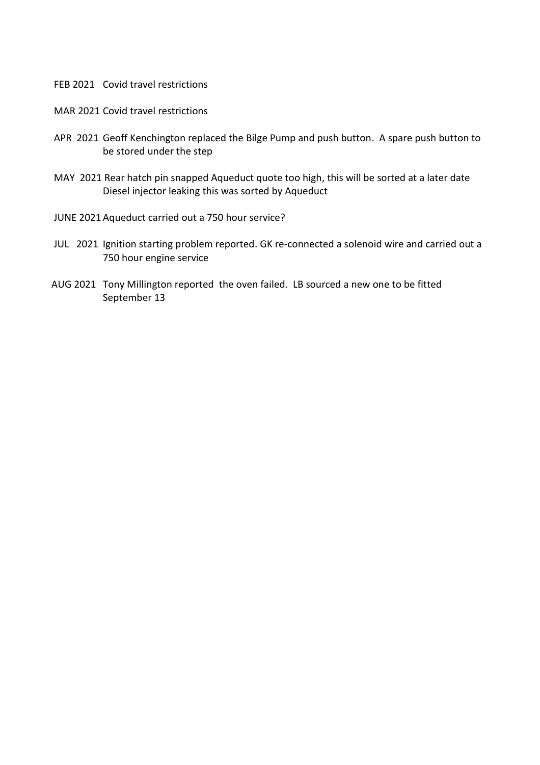FEB 2021 Covid travel restrictions

MAR 2021 Covid travel restrictions

APR 2021 Geoff Kenchington replaced the Bilge Pump and push button. A spare push button to be stored under the step

MAY 2021 Rear hatch pin snapped Aqueduct quote too high, this will be sorted at a later date
Diesel injector leaking this was sorted by Aqueduct

JUNE 2021 Aqueduct carried out a 750 hour service?

JUL 2021 Ignition starting problem reported. GK re-connected a solenoid wire and carried out a 750 hour engine service

AUG 2021 Tony Millington reported the oven failed. LB sourced a new one to be fitted September 13